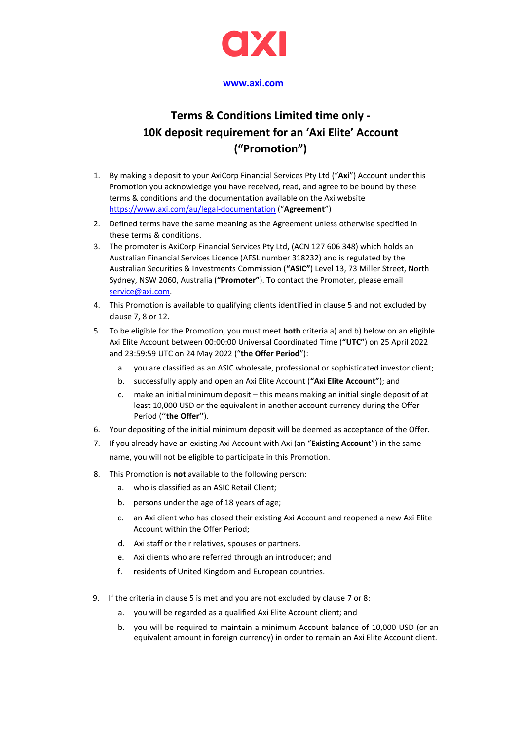axi

[www.axi.com](http://www.axi.com)

# Terms & Conditions Limited time only - 10K deposit requirement for an 'Axi Elite' Account ("Promotion")

1. By making a deposit to your AxiCorp Financial Services Pty Ltd ("**Axi**") Account under this Promotion you acknowledge you have received, read, and agree to be bound by these terms & conditions and the documentation available on the Axi website [https://www.axi.com/au/legal-documentation](https://www.axi.com/au/legal-documentation) ("**Agreement**")
2. Defined terms have the same meaning as the Agreement unless otherwise specified in these terms & conditions.
3. The promoter is AxiCorp Financial Services Pty Ltd, (ACN 127 606 348) which holds an Australian Financial Services Licence (AFSL number 318232) and is regulated by the Australian Securities & Investments Commission (**"ASIC"**) Level 13, 73 Miller Street, North Sydney, NSW 2060, Australia (**"Promoter"**). To contact the Promoter, please email [service@axi.com](mailto:service@axi.com).
4. This Promotion is available to qualifying clients identified in clause 5 and not excluded by clause 7, 8 or 12.
5. To be eligible for the Promotion, you must meet **both** criteria a) and b) below on an eligible Axi Elite Account between 00:00:00 Universal Coordinated Time (**"UTC"**) on 25 April 2022 and 23:59:59 UTC on 24 May 2022 ("**the Offer Period**"):
   a. you are classified as an ASIC wholesale, professional or sophisticated investor client;
   b. successfully apply and open an Axi Elite Account (**"Axi Elite Account"**); and
   c. make an initial minimum deposit – this means making an initial single deposit of at least 10,000 USD or the equivalent in another account currency during the Offer Period (''**the Offer"**).
6. Your depositing of the initial minimum deposit will be deemed as acceptance of the Offer.
7. If you already have an existing Axi Account with Axi (an "**Existing Account**") in the same name, you will not be eligible to participate in this Promotion.
8. This Promotion is **not** available to the following person:
   a. who is classified as an ASIC Retail Client;
   b. persons under the age of 18 years of age;
   c. an Axi client who has closed their existing Axi Account and reopened a new Axi Elite Account within the Offer Period;
   d. Axi staff or their relatives, spouses or partners.
   e. Axi clients who are referred through an introducer; and
   f. residents of United Kingdom and European countries.
9. If the criteria in clause 5 is met and you are not excluded by clause 7 or 8:
   a. you will be regarded as a qualified Axi Elite Account client; and
   b. you will be required to maintain a minimum Account balance of 10,000 USD (or an equivalent amount in foreign currency) in order to remain an Axi Elite Account client.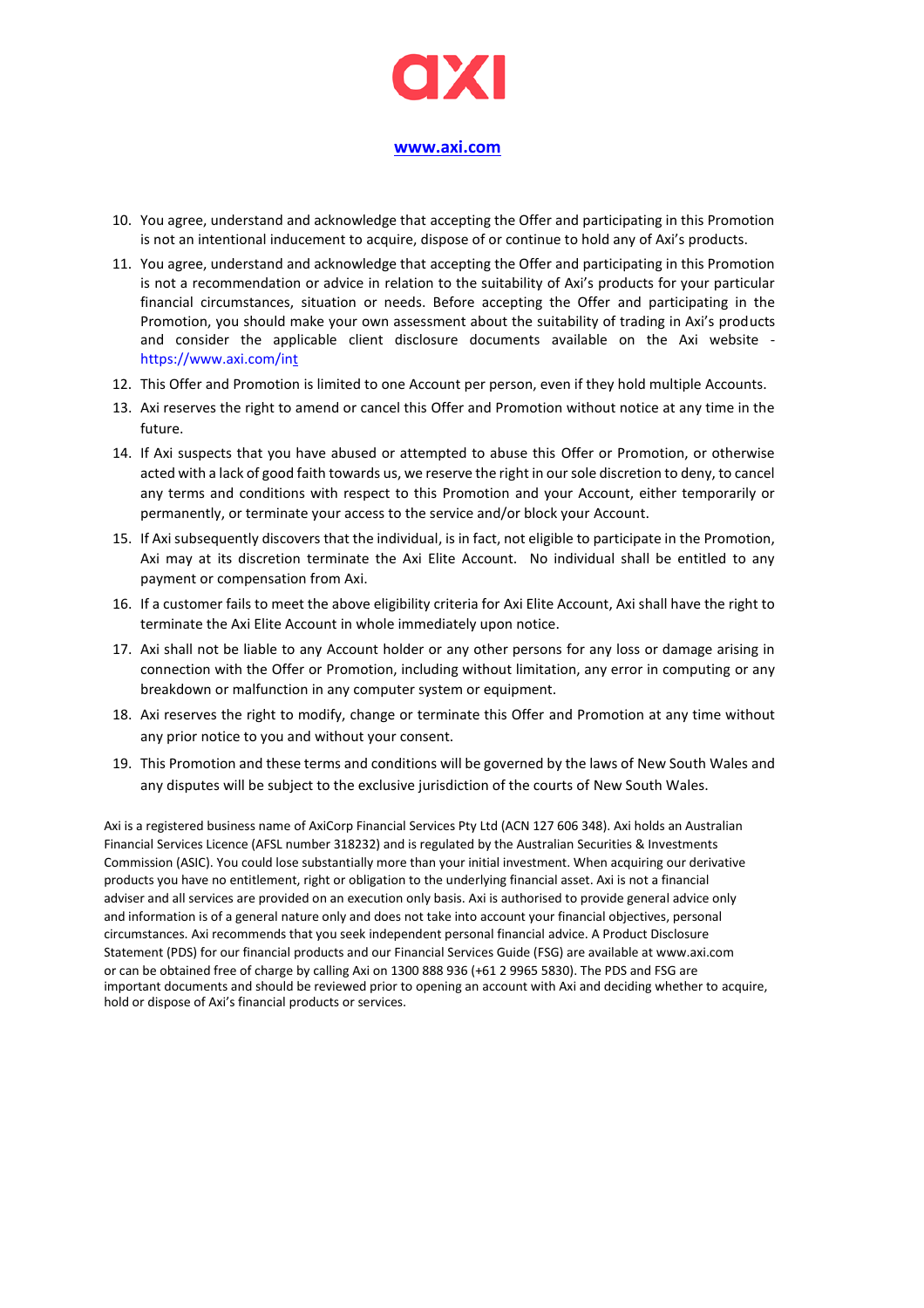10. You agree, understand and acknowledge that accepting the Offer and participating in this Promotion is not an intentional inducement to acquire, dispose of or continue to hold any of Axi's products.
11. You agree, understand and acknowledge that accepting the Offer and participating in this Promotion is not a recommendation or advice in relation to the suitability of Axi's products for your particular financial circumstances, situation or needs. Before accepting the Offer and participating in the Promotion, you should make your own assessment about the suitability of trading in Axi's products and consider the applicable client disclosure documents available on the Axi website - https://www.axi.com/int
12. This Offer and Promotion is limited to one Account per person, even if they hold multiple Accounts.
13. Axi reserves the right to amend or cancel this Offer and Promotion without notice at any time in the future.
14. If Axi suspects that you have abused or attempted to abuse this Offer or Promotion, or otherwise acted with a lack of good faith towards us, we reserve the right in our sole discretion to deny, to cancel any terms and conditions with respect to this Promotion and your Account, either temporarily or permanently, or terminate your access to the service and/or block your Account.
15. If Axi subsequently discovers that the individual, is in fact, not eligible to participate in the Promotion, Axi may at its discretion terminate the Axi Elite Account. No individual shall be entitled to any payment or compensation from Axi.
16. If a customer fails to meet the above eligibility criteria for Axi Elite Account, Axi shall have the right to terminate the Axi Elite Account in whole immediately upon notice.
17. Axi shall not be liable to any Account holder or any other persons for any loss or damage arising in connection with the Offer or Promotion, including without limitation, any error in computing or any breakdown or malfunction in any computer system or equipment.
18. Axi reserves the right to modify, change or terminate this Offer and Promotion at any time without any prior notice to you and without your consent.
19. This Promotion and these terms and conditions will be governed by the laws of New South Wales and any disputes will be subject to the exclusive jurisdiction of the courts of New South Wales.

Axi is a registered business name of AxiCorp Financial Services Pty Ltd (ACN 127 606 348). Axi holds an Australian Financial Services Licence (AFSL number 318232) and is regulated by the Australian Securities & Investments Commission (ASIC). You could lose substantially more than your initial investment. When acquiring our derivative products you have no entitlement, right or obligation to the underlying financial asset. Axi is not a financial adviser and all services are provided on an execution only basis. Axi is authorised to provide general advice only and information is of a general nature only and does not take into account your financial objectives, personal circumstances. Axi recommends that you seek independent personal financial advice. A Product Disclosure Statement (PDS) for our financial products and our Financial Services Guide (FSG) are available at www.axi.com or can be obtained free of charge by calling Axi on 1300 888 936 (+61 2 9965 5830). The PDS and FSG are important documents and should be reviewed prior to opening an account with Axi and deciding whether to acquire, hold or dispose of Axi's financial products or services.